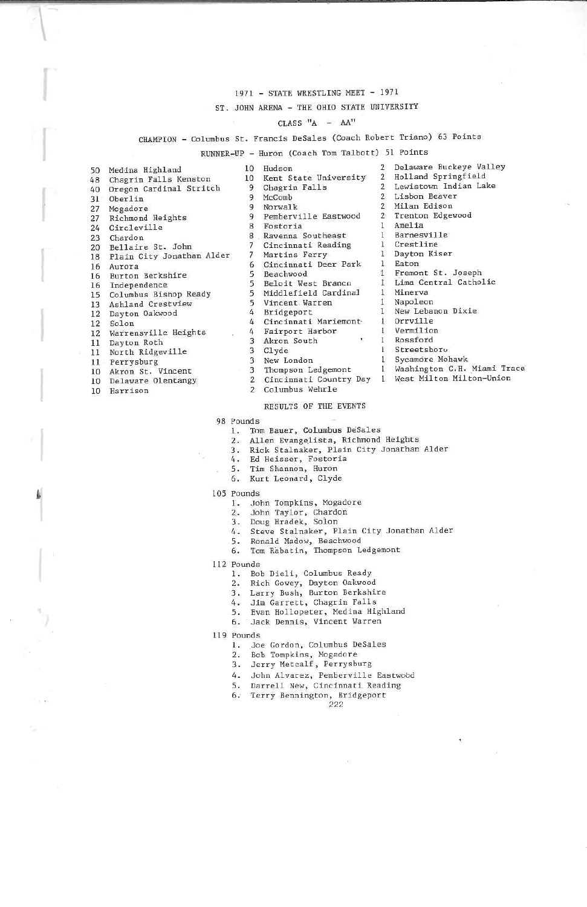# 1971 - STATE WRESTLING MEET - 1971

## ST. JOHN ARENA - THE OHIO STATE UNIVERSITY

### CLASS "A - AA"

CHAMPION - Columbus St. Francis DeSales (Coach Robert Triano) 63 Points

RUNNER-UP - Huron (Coach Tom Talbott) 51 Points

50 Medina Highland
48 Chagrin Falls Kenston
40 Oregon Cardinal Stritch
31 Oberlin
27 Mogadore
27 Richmond Heights
24 Circleville
23 Chardon
20 Bellaire St. John
18 Plain City Jonathan Alder
16 Aurora
16 Burton Berkshire
16 Independence
15 Columbus Bishop Ready
13 Ashland Crestview
12 Dayton Oakwood
12 Solon
12 Warrensville Heights
11 Dayton Roth
11 North Ridgeville
11 Perrysburg
10 Akron St. Vincent
10 Delaware Olentangy
10 Harrison
10 Hudson
10 Kent State University
9 Chagrin Falls
9 McComb
9 Norwalk
9 Pemberville Eastwood
8 Fostoria
8 Ravenna Southeast
7 Cincinnati Reading
7 Martins Ferry
6 Cincinnati Deer Park
5 Beachwood
5 Beloit West Branch
5 Middlefield Cardinal
5 Vincent Warren
4 Bridgeport
4 Cincinnati Mariemont
4 Fairport Harbor
3 Akron South
3 Clyde
3 New London
3 Thompson Ledgemont
2 Cincinnati Country Day
2 Columbus Wehrle
2 Delaware Buckeye Valley
2 Holland Springfield
2 Lewistown Indian Lake
2 Lisbon Beaver
2 Milan Edison
2 Trenton Edgewood
1 Amelia
1 Barnesville
1 Crestline
1 Dayton Kiser
1 Eaton
1 Fremont St. Joseph
1 Lima Central Catholic
1 Minerva
1 Napoleon
1 New Lebanon Dixie
1 Orrville
1 Vermilion
1 Rossford
1 Streetsboro
1 Sycamore Mohawk
1 Washington C.H. Miami Trace
1 West Milton Milton-Union

### RESULTS OF THE EVENTS

98 Pounds
1. Tom Bauer, Columbus DeSales
2. Allen Evangelista, Richmond Heights
3. Rick Stalnaker, Plain City Jonathan Alder
4. Ed Heisser, Fostoria
5. Tim Shannon, Huron
6. Kurt Leonard, Clyde

105 Pounds
1. John Tompkins, Mogadore
2. John Taylor, Chardon
3. Doug Hradek, Solon
4. Steve Stalnaker, Plain City Jonathan Alder
5. Ronald Madow, Beachwood
6. Tom Rabatin, Thompson Ledgemont

112 Pounds
1. Bob Dieli, Columbus Ready
2. Rich Gowey, Dayton Oakwood
3. Larry Bush, Burton Berkshire
4. Jim Garrett, Chagrin Falls
5. Evan Hollopeter, Medina Highland
6. Jack Dennis, Vincent Warren

119 Pounds
1. Joe Gordon, Columbus DeSales
2. Bob Tompkins, Mogadore
3. Jerry Metcalf, Perrysburg
4. John Alvarez, Pemberville Eastwood
5. Darrell New, Cincinnati Reading
6. Terry Bennington, Bridgeport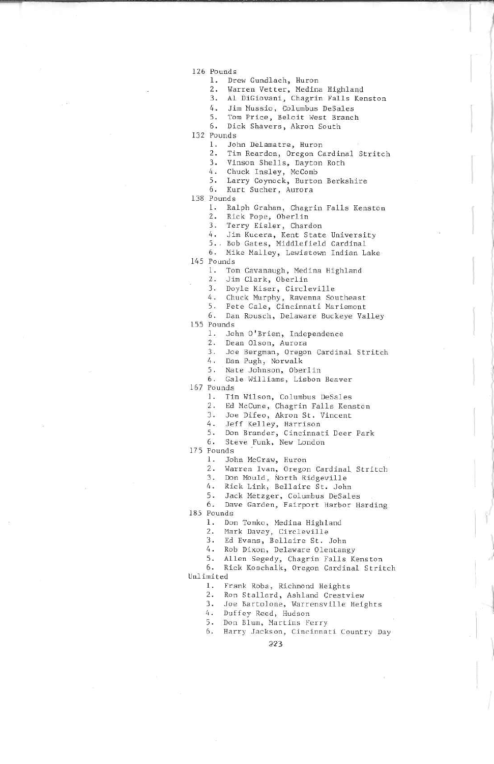126 Pounds

1. Drew Gundlach, Huron
2. Warren Vetter, Medina Highland
3. Al DiGiovani, Chagrin Falls Kenston
4. Jim Mussio, Columbus DeSales
5. Tom Price, Beloit West Branch
6. Dick Shavers, Akron South

132 Pounds

1. John Delamatre, Huron
2. Tim Reardon, Oregon Cardinal Stritch
3. Vinson Shells, Dayton Roth
4. Chuck Insley, McComb
5. Larry Coynock, Burton Berkshire
6. Kurt Sucher, Aurora

138 Pounds

1. Ralph Graham, Chagrin Falls Kenston
2. Rick Pope, Oberlin
3. Terry Eisler, Chardon
4. Jim Kucera, Kent State University
5. Bob Gates, Middlefield Cardinal
6. Mike Malley, Lewistown Indian Lake

145 Pounds

1. Tom Cavanaugh, Medina Highland
2. Jim Clark, Oberlin
3. Doyle Kiser, Circleville
4. Chuck Murphy, Ravenna Southeast
5. Pete Cale, Cincinnati Mariemont
6. Dan Rousch, Delaware Buckeye Valley

155 Pounds

1. John O'Brien, Independence
2. Dean Olson, Aurora
3. Joe Bergman, Oregon Cardinal Stritch
4. Dan Pugh, Norwalk
5. Nate Johnson, Oberlin
6. Gale Williams, Lisbon Beaver

167 Pounds

1. Tim Wilson, Columbus DeSales
2. Ed McCune, Chagrin Falls Kenston
3. Joe Difeo, Akron St. Vincent
4. Jeff Kelley, Harrison
5. Don Brander, Cincinnati Deer Park
6. Steve Funk, New London

175 Pounds

1. John McGraw, Huron
2. Warren Ivan, Oregon Cardinal Stritch
3. Don Mould, North Ridgeville
4. Rick Link, Bellaire St. John
5. Jack Metzger, Columbus DeSales
6. Dave Garden, Fairport Harbor Harding

185 Pounds

1. Don Tomko, Medina Highland
2. Mark Davey, Circleville
3. Ed Evans, Bellaire St. John
4. Rob Dixon, Delaware Olentangy
5. Allen Segedy, Chagrin Falls Kenston
6. Rick Koschalk, Oregon Cardinal Stritch

Unlimited

1. Frank Roba, Richmond Heights
2. Ron Stallard, Ashland Crestview
3. Joe Bartolone, Warrensville Heights
4. Duffey Reed, Hudson
5. Don Blum, Martins Ferry
6. Harry Jackson, Cincinnati Country Day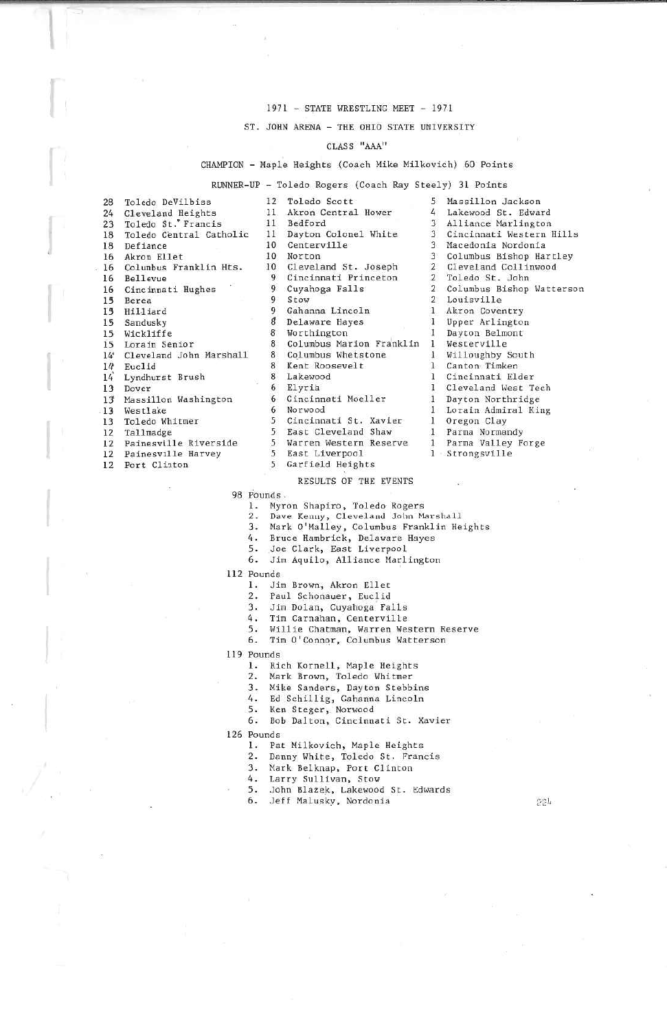1971 - STATE WRESTLING MEET - 1971

ST. JOHN ARENA - THE OHIO STATE UNIVERSITY

CLASS "AAA"

CHAMPION - Maple Heights (Coach Mike Milkovich) 60 Points

RUNNER-UP - Toledo Rogers (Coach Ray Steely) 31 Points

28 Toledo DeVilbiss
24 Cleveland Heights
23 Toledo St. Francis
18 Toledo Central Catholic
18 Defiance
16 Akron Ellet
16 Columbus Franklin Hts.
16 Bellevue
16 Cincinnati Hughes
15 Berea
15 Hilliard
15 Sandusky
15 Wickliffe
15 Lorain Senior
14 Cleveland John Marshall
14 Euclid
14 Lyndhurst Brush
13 Dover
13 Massillon Washington
13 Westlake
13 Toledo Whitmer
12 Tallmadge
12 Painesville Riverside
12 Painesville Harvey
12 Port Clinton
12 Toledo Scott
11 Akron Central Hower
11 Bedford
11 Dayton Colonel White
10 Centerville
10 Norton
10 Cleveland St. Joseph
9 Cincinnati Princeton
9 Cuyahoga Falls
9 Stow
9 Gahanna Lincoln
8 Delaware Hayes
8 Worthington
8 Columbus Marion Franklin
8 Columbus Whetstone
8 Kent Roosevelt
8 Lakewood
6 Elyria
6 Cincinnati Moeller
6 Norwood
5 Cincinnati St. Xavier
5 East Cleveland Shaw
5 Warren Western Reserve
5 East Liverpool
5 Garfield Heights
5 Massillon Jackson
4 Lakewood St. Edward
3 Alliance Marlington
3 Cincinnati Western Hills
3 Macedonia Nordonia
3 Columbus Bishop Hartley
2 Cleveland Collinwood
2 Toledo St. John
2 Columbus Bishop Watterson
2 Louisville
1 Akron Coventry
1 Upper Arlington
1 Dayton Belmont
1 Westerville
1 Willoughby South
1 Canton Timken
1 Cincinnati Elder
1 Cleveland West Tech
1 Dayton Northridge
1 Lorain Admiral King
1 Oregon Clay
1 Parma Normandy
1 Parma Valley Forge
1 Strongsville

RESULTS OF THE EVENTS

98 Pounds
1. Myron Shapiro, Toledo Rogers
2. Dave Kenny, Cleveland John Marshall
3. Mark O'Malley, Columbus Franklin Heights
4. Bruce Hambrick, Delaware Hayes
5. Joe Clark, East Liverpool
6. Jim Aquilo, Alliance Marlington

112 Pounds
1. Jim Brown, Akron Ellet
2. Paul Schonauer, Euclid
3. Jim Dolan, Cuyahoga Falls
4. Tim Carnahan, Centerville
5. Willie Chatman, Warren Western Reserve
6. Tim O'Connor, Columbus Watterson

119 Pounds
1. Rich Kornell, Maple Heights
2. Mark Brown, Toledo Whitmer
3. Mike Sanders, Dayton Stebbins
4. Ed Schillig, Gahanna Lincoln
5. Ken Steger, Norwood
6. Bob Dalton, Cincinnati St. Xavier

126 Pounds
1. Pat Milkovich, Maple Heights
2. Danny White, Toledo St. Francis
3. Mark Belknap, Port Clinton
4. Larry Sullivan, Stow
5. John Blazek, Lakewood St. Edwards
6. Jeff Malusky, Nordonia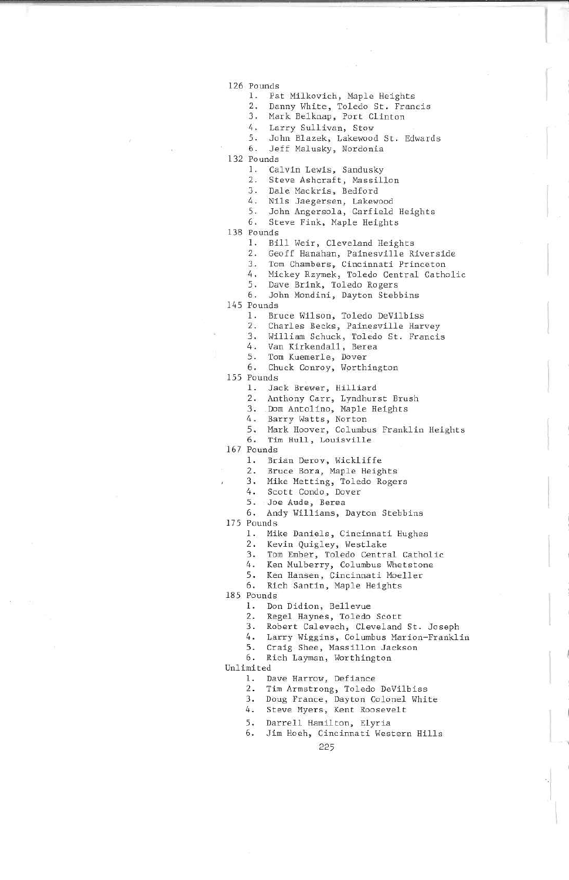126 Pounds

1. Pat Milkovich, Maple Heights
2. Danny White, Toledo St. Francis
3. Mark Belknap, Port Clinton
4. Larry Sullivan, Stow
5. John Blazek, Lakewood St. Edwards
6. Jeff Malusky, Nordonia

132 Pounds

1. Calvin Lewis, Sandusky
2. Steve Ashcraft, Massillon
3. Dale Mackris, Bedford
4. Nils Jaegersen, Lakewood
5. John Angersola, Garfield Heights
6. Steve Fink, Maple Heights

138 Pounds

1. Bill Weir, Cleveland Heights
2. Geoff Hanahan, Painesville Riverside
3. Tom Chambers, Cincinnati Princeton
4. Mickey Rzymek, Toledo Central Catholic
5. Dave Brink, Toledo Rogers
6. John Mondini, Dayton Stebbins

145 Pounds

1. Bruce Wilson, Toledo DeVilbiss
2. Charles Becks, Painesville Harvey
3. William Schuck, Toledo St. Francis
4. Van Kirkendall, Berea
5. Tom Kuemerle, Dover
6. Chuck Conroy, Worthington

155 Pounds

1. Jack Brewer, Hilliard
2. Anthony Carr, Lyndhurst Brush
3. Dom Antolino, Maple Heights
4. Barry Watts, Norton
5. Mark Hoover, Columbus Franklin Heights
6. Tim Hull, Louisville

167 Pounds

1. Brian Derov, Wickliffe
2. Bruce Bora, Maple Heights
3. Mike Metting, Toledo Rogers
4. Scott Condo, Dover
5. Joe Aude, Berea
6. Andy Williams, Dayton Stebbins

175 Pounds

1. Mike Daniels, Cincinnati Hughes
2. Kevin Quigley, Westlake
3. Tom Ember, Toledo Central Catholic
4. Ken Mulberry, Columbus Whetstone
5. Ken Hansen, Cincinnati Moeller
6. Rich Santin, Maple Heights

185 Pounds

1. Don Didion, Bellevue
2. Regel Haynes, Toledo Scott
3. Robert Calevech, Cleveland St. Joseph
4. Larry Wiggins, Columbus Marion-Franklin
5. Craig Shee, Massillon Jackson
6. Rich Layman, Worthington

Unlimited

1. Dave Harrow, Defiance
2. Tim Armstrong, Toledo DeVilbiss
3. Doug France, Dayton Colonel White
4. Steve Myers, Kent Roosevelt
5. Darrell Hamilton, Elyria
6. Jim Hoeh, Cincinnati Western Hills